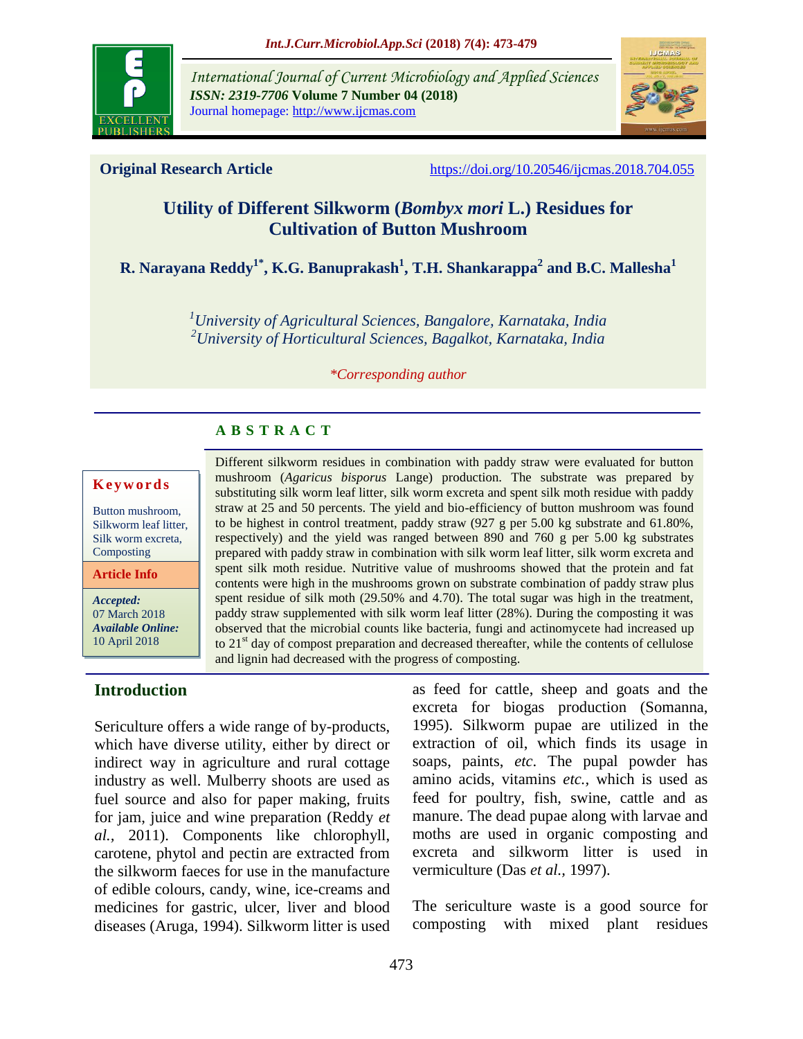International Journal of Current Microbiology and Applied Sciences
**ISSN: 2319-7706 Volume 7 Number 04 (2018)**
Journal homepage: http://www.ijcmas.com

**Original Research Article** https://doi.org/10.20546/ijcmas.2018.704.055

# Utility of Different Silkworm (*Bombyx mori* L.) Residues for Cultivation of Button Mushroom

**R. Narayana Reddy[1*], K.G. Banuprakash[1], T.H. Shankarappa[2] and B.C. Mallesha[1]**

[1]*University of Agricultural Sciences, Bangalore, Karnataka, India*
[2]*University of Horticultural Sciences, Bagalkot, Karnataka, India*

**Corresponding author*

## A B S T R A C T

**Keywords**

Button mushroom, Silkworm leaf litter, Silk worm excreta, Composting

**Article Info**

***Accepted:*** 07 March 2018
***Available Online:*** 10 April 2018

Different silkworm residues in combination with paddy straw were evaluated for button mushroom (*Agaricus bisporus* Lange) production. The substrate was prepared by substituting silk worm leaf litter, silk worm excreta and spent silk moth residue with paddy straw at 25 and 50 percents. The yield and bio-efficiency of button mushroom was found to be highest in control treatment, paddy straw (927 g per 5.00 kg substrate and 61.80%, respectively) and the yield was ranged between 890 and 760 g per 5.00 kg substrates prepared with paddy straw in combination with silk worm leaf litter, silk worm excreta and spent silk moth residue. Nutritive value of mushrooms showed that the protein and fat contents were high in the mushrooms grown on substrate combination of paddy straw plus spent residue of silk moth (29.50% and 4.70). The total sugar was high in the treatment, paddy straw supplemented with silk worm leaf litter (28%). During the composting it was observed that the microbial counts like bacteria, fungi and actinomycete had increased up to 21$^{st}$ day of compost preparation and decreased thereafter, while the contents of cellulose and lignin had decreased with the progress of composting.

## Introduction

Sericulture offers a wide range of by-products, which have diverse utility, either by direct or indirect way in agriculture and rural cottage industry as well. Mulberry shoots are used as fuel source and also for paper making, fruits for jam, juice and wine preparation (Reddy *et al.,* 2011). Components like chlorophyll, carotene, phytol and pectin are extracted from the silkworm faeces for use in the manufacture of edible colours, candy, wine, ice-creams and medicines for gastric, ulcer, liver and blood diseases (Aruga, 1994). Silkworm litter is used as feed for cattle, sheep and goats and the excreta for biogas production (Somanna, 1995). Silkworm pupae are utilized in the extraction of oil, which finds its usage in soaps, paints, *etc.* The pupal powder has amino acids, vitamins *etc.*, which is used as feed for poultry, fish, swine, cattle and as manure. The dead pupae along with larvae and moths are used in organic composting and excreta and silkworm litter is used in vermiculture (Das *et al.,* 1997).

The sericulture waste is a good source for composting with mixed plant residues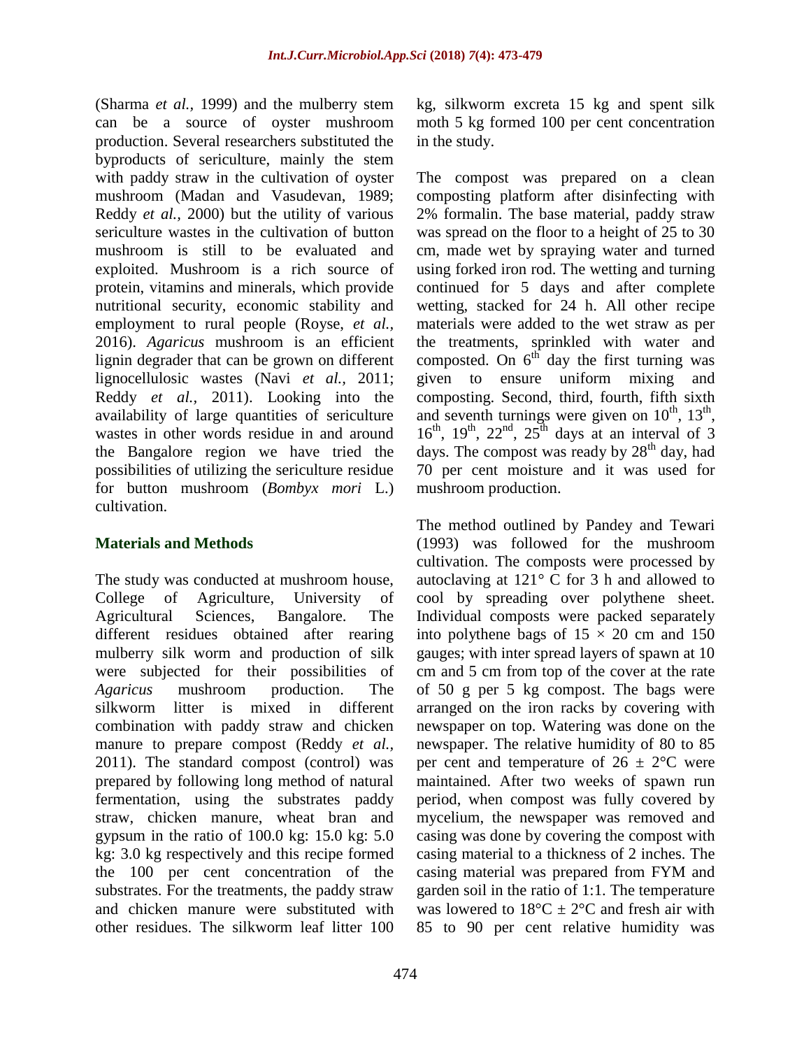(Sharma *et al.,* 1999) and the mulberry stem can be a source of oyster mushroom production. Several researchers substituted the byproducts of sericulture, mainly the stem with paddy straw in the cultivation of oyster mushroom (Madan and Vasudevan, 1989; Reddy *et al.,* 2000) but the utility of various sericulture wastes in the cultivation of button mushroom is still to be evaluated and exploited. Mushroom is a rich source of protein, vitamins and minerals, which provide nutritional security, economic stability and employment to rural people (Royse, *et al.,* 2016). *Agaricus* mushroom is an efficient lignin degrader that can be grown on different lignocellulosic wastes (Navi *et al.,* 2011; Reddy *et al.,* 2011). Looking into the availability of large quantities of sericulture wastes in other words residue in and around the Bangalore region we have tried the possibilities of utilizing the sericulture residue for button mushroom (*Bombyx mori* L.) cultivation.

## Materials and Methods

The study was conducted at mushroom house, College of Agriculture, University of Agricultural Sciences, Bangalore. The different residues obtained after rearing mulberry silk worm and production of silk were subjected for their possibilities of *Agaricus* mushroom production. The silkworm litter is mixed in different combination with paddy straw and chicken manure to prepare compost (Reddy *et al.,* 2011). The standard compost (control) was prepared by following long method of natural fermentation, using the substrates paddy straw, chicken manure, wheat bran and gypsum in the ratio of 100.0 kg: 15.0 kg: 5.0 kg: 3.0 kg respectively and this recipe formed the 100 per cent concentration of the substrates. For the treatments, the paddy straw and chicken manure were substituted with other residues. The silkworm leaf litter 100 kg, silkworm excreta 15 kg and spent silk moth 5 kg formed 100 per cent concentration in the study.

The compost was prepared on a clean composting platform after disinfecting with 2% formalin. The base material, paddy straw was spread on the floor to a height of 25 to 30 cm, made wet by spraying water and turned using forked iron rod. The wetting and turning continued for 5 days and after complete wetting, stacked for 24 h. All other recipe materials were added to the wet straw as per the treatments, sprinkled with water and composted. On $6^{th}$ day the first turning was given to ensure uniform mixing and composting. Second, third, fourth, fifth sixth and seventh turnings were given on $10^{th}$, $13^{th}$, $16^{th}$, $19^{th}$, $22^{nd}$, $25^{th}$ days at an interval of 3 days. The compost was ready by $28^{th}$ day, had 70 per cent moisture and it was used for mushroom production.

The method outlined by Pandey and Tewari (1993) was followed for the mushroom cultivation. The composts were processed by autoclaving at 121° C for 3 h and allowed to cool by spreading over polythene sheet. Individual composts were packed separately into polythene bags of 15 × 20 cm and 150 gauges; with inter spread layers of spawn at 10 cm and 5 cm from top of the cover at the rate of 50 g per 5 kg compost. The bags were arranged on the iron racks by covering with newspaper on top. Watering was done on the newspaper. The relative humidity of 80 to 85 per cent and temperature of 26 ± 2°C were maintained. After two weeks of spawn run period, when compost was fully covered by mycelium, the newspaper was removed and casing was done by covering the compost with casing material to a thickness of 2 inches. The casing material was prepared from FYM and garden soil in the ratio of 1:1. The temperature was lowered to 18°C ± 2°C and fresh air with 85 to 90 per cent relative humidity was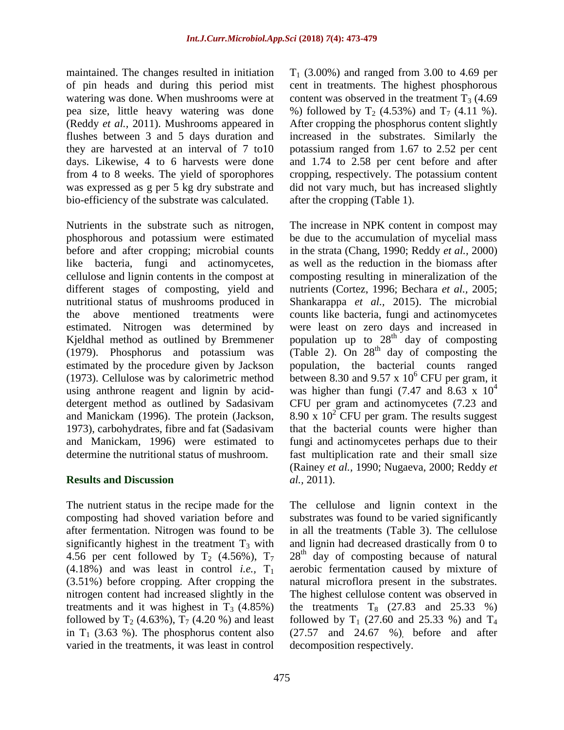maintained. The changes resulted in initiation of pin heads and during this period mist watering was done. When mushrooms were at pea size, little heavy watering was done (Reddy *et al.,* 2011). Mushrooms appeared in flushes between 3 and 5 days duration and they are harvested at an interval of 7 to10 days. Likewise, 4 to 6 harvests were done from 4 to 8 weeks. The yield of sporophores was expressed as g per 5 kg dry substrate and bio-efficiency of the substrate was calculated.

Nutrients in the substrate such as nitrogen, phosphorous and potassium were estimated before and after cropping; microbial counts like bacteria, fungi and actinomycetes, cellulose and lignin contents in the compost at different stages of composting, yield and nutritional status of mushrooms produced in the above mentioned treatments were estimated. Nitrogen was determined by Kjeldhal method as outlined by Bremmener (1979). Phosphorus and potassium was estimated by the procedure given by Jackson (1973). Cellulose was by calorimetric method using anthrone reagent and lignin by acid-detergent method as outlined by Sadasivam and Manickam (1996). The protein (Jackson, 1973), carbohydrates, fibre and fat (Sadasivam and Manickam, 1996) were estimated to determine the nutritional status of mushroom.

## Results and Discussion

The nutrient status in the recipe made for the composting had shoved variation before and after fermentation. Nitrogen was found to be significantly highest in the treatment $T_3$ with 4.56 per cent followed by $T_2$ (4.56%), $T_7$ (4.18%) and was least in control *i.e.,* $T_1$ (3.51%) before cropping. After cropping the nitrogen content had increased slightly in the treatments and it was highest in $T_3$ (4.85%) followed by $T_2$ (4.63%), $T_7$ (4.20 %) and least in $T_1$ (3.63 %). The phosphorus content also varied in the treatments, it was least in control $T_1$ (3.00%) and ranged from 3.00 to 4.69 per cent in treatments. The highest phosphorous content was observed in the treatment $T_3$ (4.69 %) followed by $T_2$ (4.53%) and $T_7$ (4.11 %). After cropping the phosphorus content slightly increased in the substrates. Similarly the potassium ranged from 1.67 to 2.52 per cent and 1.74 to 2.58 per cent before and after cropping, respectively. The potassium content did not vary much, but has increased slightly after the cropping (Table 1).

The increase in NPK content in compost may be due to the accumulation of mycelial mass in the strata (Chang, 1990; Reddy *et al.,* 2000) as well as the reduction in the biomass after composting resulting in mineralization of the nutrients (Cortez, 1996; Bechara *et al.,* 2005; Shankarappa *et al.,* 2015). The microbial counts like bacteria, fungi and actinomycetes were least on zero days and increased in population up to 28th day of composting (Table 2). On 28th day of composting the population, the bacterial counts ranged between 8.30 and 9.57 x $10^6$ CFU per gram, it was higher than fungi (7.47 and 8.63 x $10^4$ CFU per gram and actinomycetes (7.23 and 8.90 x $10^2$ CFU per gram. The results suggest that the bacterial counts were higher than fungi and actinomycetes perhaps due to their fast multiplication rate and their small size (Rainey *et al.,* 1990; Nugaeva, 2000; Reddy *et al.,* 2011).

The cellulose and lignin context in the substrates was found to be varied significantly in all the treatments (Table 3). The cellulose and lignin had decreased drastically from 0 to 28th day of composting because of natural aerobic fermentation caused by mixture of natural microflora present in the substrates. The highest cellulose content was observed in the treatments $T_8$ (27.83 and 25.33 %) followed by $T_1$ (27.60 and 25.33 %) and $T_4$ (27.57 and 24.67 %), before and after decomposition respectively.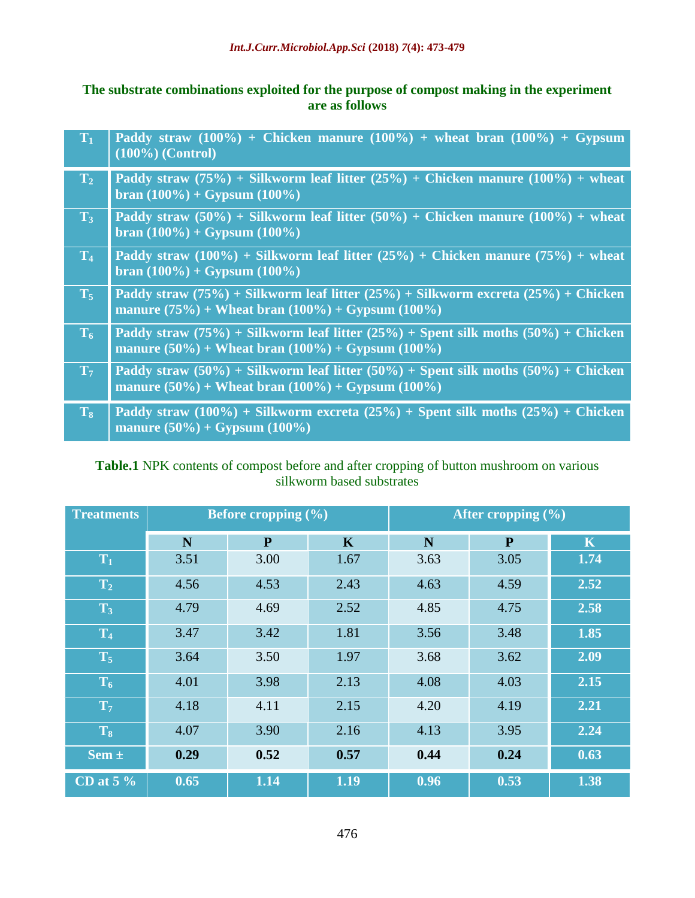**The substrate combinations exploited for the purpose of compost making in the experiment are as follows**

| | |
|---|---|
| $T_1$ | Paddy straw (100%) + Chicken manure (100%) + wheat bran (100%) + Gypsum (100%) (Control) |
| $T_2$ | Paddy straw (75%) + Silkworm leaf litter (25%) + Chicken manure (100%) + wheat bran (100%) + Gypsum (100%) |
| $T_3$ | Paddy straw (50%) + Silkworm leaf litter (50%) + Chicken manure (100%) + wheat bran (100%) + Gypsum (100%) |
| $T_4$ | Paddy straw (100%) + Silkworm leaf litter (25%) + Chicken manure (75%) + wheat bran (100%) + Gypsum (100%) |
| $T_5$ | Paddy straw (75%) + Silkworm leaf litter (25%) + Silkworm excreta (25%) + Chicken manure (75%) + Wheat bran (100%) + Gypsum (100%) |
| $T_6$ | Paddy straw (75%) + Silkworm leaf litter (25%) + Spent silk moths (50%) + Chicken manure (50%) + Wheat bran (100%) + Gypsum (100%) |
| $T_7$ | Paddy straw (50%) + Silkworm leaf litter (50%) + Spent silk moths (50%) + Chicken manure (50%) + Wheat bran (100%) + Gypsum (100%) |
| $T_8$ | Paddy straw (100%) + Silkworm excreta (25%) + Spent silk moths (25%) + Chicken manure (50%) + Gypsum (100%) |

**Table.1** NPK contents of compost before and after cropping of button mushroom on various silkworm based substrates

| Treatments | Before cropping (%) | | | After cropping (%) | | |
|---|---|---|---|---|---|---|
| | N | P | K | N | P | K |
| $T_1$ | 3.51 | 3.00 | 1.67 | 3.63 | 3.05 | 1.74 |
| $T_2$ | 4.56 | 4.53 | 2.43 | 4.63 | 4.59 | 2.52 |
| $T_3$ | 4.79 | 4.69 | 2.52 | 4.85 | 4.75 | 2.58 |
| $T_4$ | 3.47 | 3.42 | 1.81 | 3.56 | 3.48 | 1.85 |
| $T_5$ | 3.64 | 3.50 | 1.97 | 3.68 | 3.62 | 2.09 |
| $T_6$ | 4.01 | 3.98 | 2.13 | 4.08 | 4.03 | 2.15 |
| $T_7$ | 4.18 | 4.11 | 2.15 | 4.20 | 4.19 | 2.21 |
| $T_8$ | 4.07 | 3.90 | 2.16 | 4.13 | 3.95 | 2.24 |
| Sem ± | 0.29 | 0.52 | 0.57 | 0.44 | 0.24 | 0.63 |
| CD at 5 % | 0.65 | 1.14 | 1.19 | 0.96 | 0.53 | 1.38 |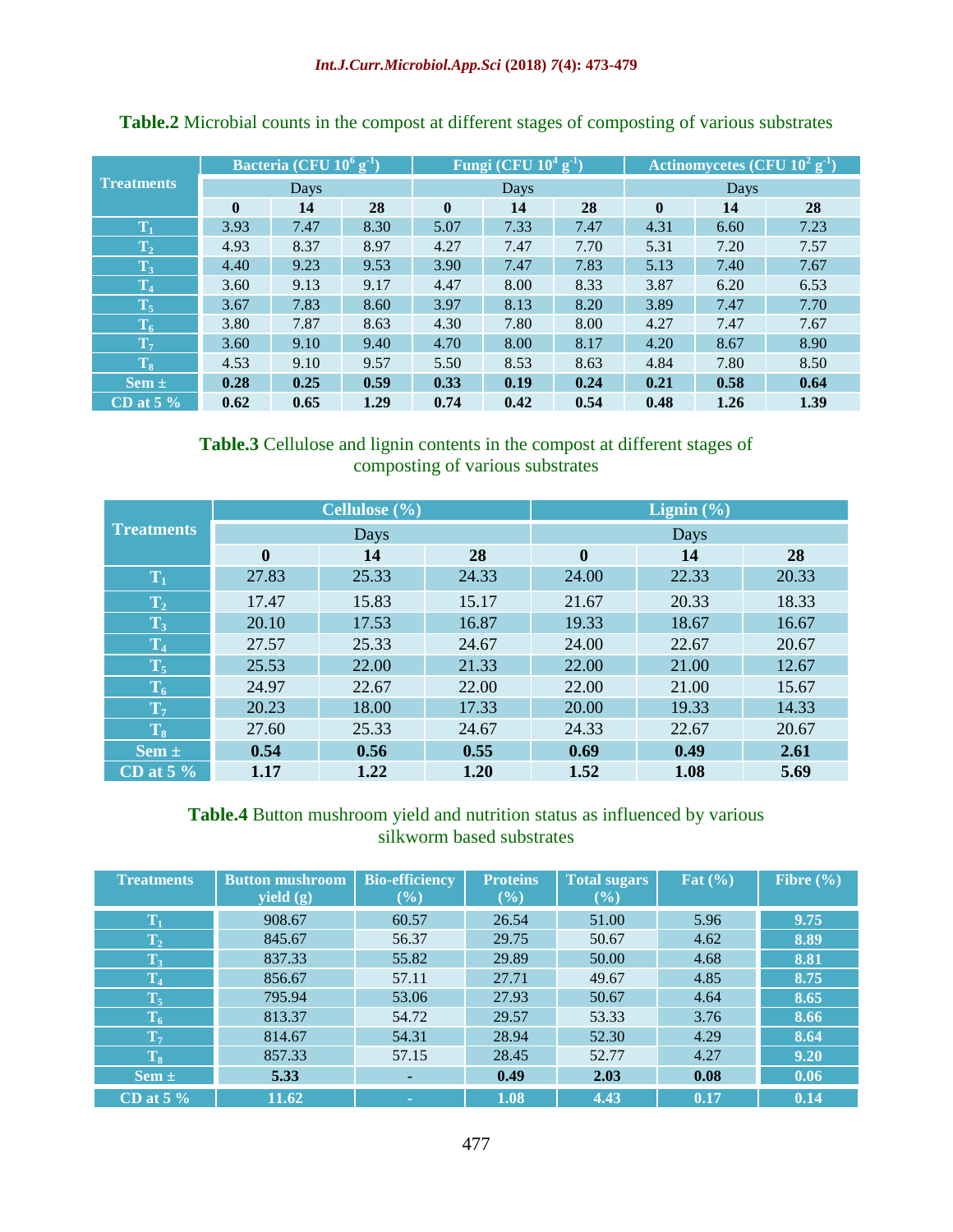**Table.2** Microbial counts in the compost at different stages of composting of various substrates

| Treatments | Bacteria (CFU $10^6$ $g^{-1}$) | | | Fungi (CFU $10^4$ $g^{-1}$) | | | Actinomycetes (CFU $10^2$ $g^{-1}$) | | |
|---|---|---|---|---|---|---|---|---|---|
| | Days | | | Days | | | Days | | |
| | 0 | 14 | 28 | 0 | 14 | 28 | 0 | 14 | 28 |
| $T_1$ | 3.93 | 7.47 | 8.30 | 5.07 | 7.33 | 7.47 | 4.31 | 6.60 | 7.23 |
| $T_2$ | 4.93 | 8.37 | 8.97 | 4.27 | 7.47 | 7.70 | 5.31 | 7.20 | 7.57 |
| $T_3$ | 4.40 | 9.23 | 9.53 | 3.90 | 7.47 | 7.83 | 5.13 | 7.40 | 7.67 |
| $T_4$ | 3.60 | 9.13 | 9.17 | 4.47 | 8.00 | 8.33 | 3.87 | 6.20 | 6.53 |
| $T_5$ | 3.67 | 7.83 | 8.60 | 3.97 | 8.13 | 8.20 | 3.89 | 7.47 | 7.70 |
| $T_6$ | 3.80 | 7.87 | 8.63 | 4.30 | 7.80 | 8.00 | 4.27 | 7.47 | 7.67 |
| $T_7$ | 3.60 | 9.10 | 9.40 | 4.70 | 8.00 | 8.17 | 4.20 | 8.67 | 8.90 |
| $T_8$ | 4.53 | 9.10 | 9.57 | 5.50 | 8.53 | 8.63 | 4.84 | 7.80 | 8.50 |
| Sem ± | **0.28** | **0.25** | **0.59** | **0.33** | **0.19** | **0.24** | **0.21** | **0.58** | **0.64** |
| CD at 5 % | **0.62** | **0.65** | **1.29** | **0.74** | **0.42** | **0.54** | **0.48** | **1.26** | **1.39** |

**Table.3** Cellulose and lignin contents in the compost at different stages of composting of various substrates

| Treatments | Cellulose (%) | | | Lignin (%) | | |
|---|---|---|---|---|---|---|
| | Days | | | Days | | |
| | 0 | 14 | 28 | 0 | 14 | 28 |
| $T_1$ | 27.83 | 25.33 | 24.33 | 24.00 | 22.33 | 20.33 |
| $T_2$ | 17.47 | 15.83 | 15.17 | 21.67 | 20.33 | 18.33 |
| $T_3$ | 20.10 | 17.53 | 16.87 | 19.33 | 18.67 | 16.67 |
| $T_4$ | 27.57 | 25.33 | 24.67 | 24.00 | 22.67 | 20.67 |
| $T_5$ | 25.53 | 22.00 | 21.33 | 22.00 | 21.00 | 12.67 |
| $T_6$ | 24.97 | 22.67 | 22.00 | 22.00 | 21.00 | 15.67 |
| $T_7$ | 20.23 | 18.00 | 17.33 | 20.00 | 19.33 | 14.33 |
| $T_8$ | 27.60 | 25.33 | 24.67 | 24.33 | 22.67 | 20.67 |
| Sem ± | **0.54** | **0.56** | **0.55** | **0.69** | **0.49** | **2.61** |
| CD at 5 % | **1.17** | **1.22** | **1.20** | **1.52** | **1.08** | **5.69** |

**Table.4** Button mushroom yield and nutrition status as influenced by various silkworm based substrates

| Treatments | Button mushroom yield (g) | Bio-efficiency (%) | Proteins (%) | Total sugars (%) | Fat (%) | Fibre (%) |
|---|---|---|---|---|---|---|
| $T_1$ | 908.67 | 60.57 | 26.54 | 51.00 | 5.96 | 9.75 |
| $T_2$ | 845.67 | 56.37 | 29.75 | 50.67 | 4.62 | 8.89 |
| $T_3$ | 837.33 | 55.82 | 29.89 | 50.00 | 4.68 | 8.81 |
| $T_4$ | 856.67 | 57.11 | 27.71 | 49.67 | 4.85 | 8.75 |
| $T_5$ | 795.94 | 53.06 | 27.93 | 50.67 | 4.64 | 8.65 |
| $T_6$ | 813.37 | 54.72 | 29.57 | 53.33 | 3.76 | 8.66 |
| $T_7$ | 814.67 | 54.31 | 28.94 | 52.30 | 4.29 | 8.64 |
| $T_8$ | 857.33 | 57.15 | 28.45 | 52.77 | 4.27 | 9.20 |
| Sem ± | **5.33** | - | **0.49** | **2.03** | **0.08** | **0.06** |
| CD at 5 % | **11.62** | - | **1.08** | **4.43** | **0.17** | **0.14** |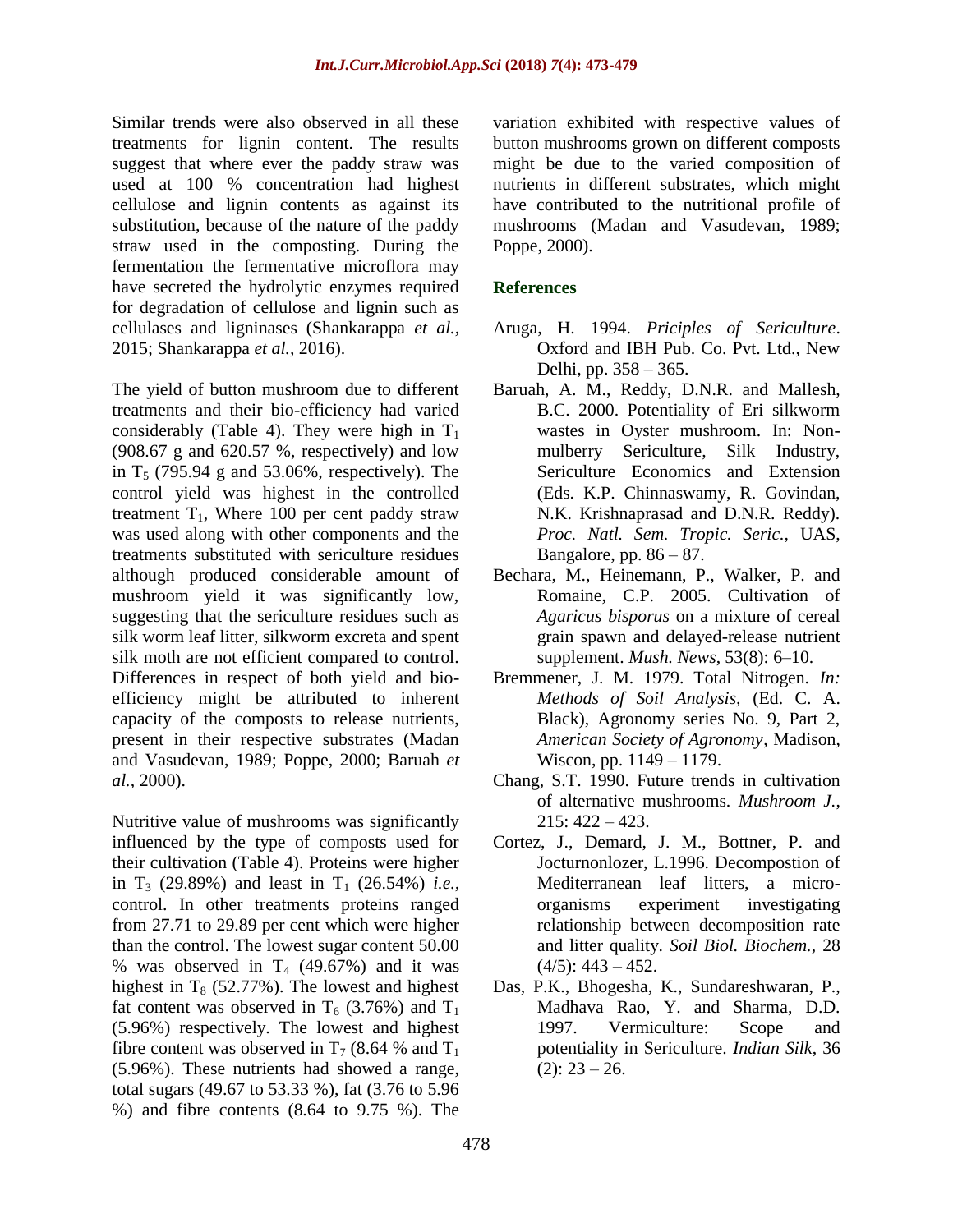Similar trends were also observed in all these treatments for lignin content. The results suggest that where ever the paddy straw was used at 100 % concentration had highest cellulose and lignin contents as against its substitution, because of the nature of the paddy straw used in the composting. During the fermentation the fermentative microflora may have secreted the hydrolytic enzymes required for degradation of cellulose and lignin such as cellulases and ligninases (Shankarappa *et al.,* 2015; Shankarappa *et al.,* 2016).

The yield of button mushroom due to different treatments and their bio-efficiency had varied considerably (Table 4). They were high in $T_1$ (908.67 g and 620.57 %, respectively) and low in $T_5$ (795.94 g and 53.06%, respectively). The control yield was highest in the controlled treatment $T_1$, Where 100 per cent paddy straw was used along with other components and the treatments substituted with sericulture residues although produced considerable amount of mushroom yield it was significantly low, suggesting that the sericulture residues such as silk worm leaf litter, silkworm excreta and spent silk moth are not efficient compared to control. Differences in respect of both yield and bio-efficiency might be attributed to inherent capacity of the composts to release nutrients, present in their respective substrates (Madan and Vasudevan, 1989; Poppe, 2000; Baruah *et al.,* 2000).

Nutritive value of mushrooms was significantly influenced by the type of composts used for their cultivation (Table 4). Proteins were higher in $T_3$ (29.89%) and least in $T_1$ (26.54%) *i.e.,* control. In other treatments proteins ranged from 27.71 to 29.89 per cent which were higher than the control. The lowest sugar content 50.00 % was observed in $T_4$ (49.67%) and it was highest in $T_8$ (52.77%). The lowest and highest fat content was observed in $T_6$ (3.76%) and $T_1$ (5.96%) respectively. The lowest and highest fibre content was observed in $T_7$ (8.64 % and $T_1$ (5.96%). These nutrients had showed a range, total sugars (49.67 to 53.33 %), fat (3.76 to 5.96 %) and fibre contents (8.64 to 9.75 %). The variation exhibited with respective values of button mushrooms grown on different composts might be due to the varied composition of nutrients in different substrates, which might have contributed to the nutritional profile of mushrooms (Madan and Vasudevan, 1989; Poppe, 2000).

## References

Aruga, H. 1994. *Priciples of Sericulture*. Oxford and IBH Pub. Co. Pvt. Ltd., New Delhi, pp. 358 – 365.

Baruah, A. M., Reddy, D.N.R. and Mallesh, B.C. 2000. Potentiality of Eri silkworm wastes in Oyster mushroom. In: Non-mulberry Sericulture, Silk Industry, Sericulture Economics and Extension (Eds. K.P. Chinnaswamy, R. Govindan, N.K. Krishnaprasad and D.N.R. Reddy). *Proc. Natl. Sem. Tropic. Seric.,* UAS, Bangalore, pp. 86 – 87.

Bechara, M., Heinemann, P., Walker, P. and Romaine, C.P. 2005. Cultivation of *Agaricus bisporus* on a mixture of cereal grain spawn and delayed-release nutrient supplement. *Mush. News*, 53(8): 6–10.

Bremmener, J. M. 1979. Total Nitrogen. *In: Methods of Soil Analysis,* (Ed. C. A. Black), Agronomy series No. 9, Part 2, *American Society of Agronomy*, Madison, Wiscon, pp. 1149 – 1179.

Chang, S.T. 1990. Future trends in cultivation of alternative mushrooms. *Mushroom J.*, 215: 422 – 423.

Cortez, J., Demard, J. M., Bottner, P. and Jocturnonlozer, L.1996. Decompostion of Mediterranean leaf litters, a micro-organisms experiment investigating relationship between decomposition rate and litter quality. *Soil Biol. Biochem.,* 28 (4/5): 443 – 452.

Das, P.K., Bhogesha, K., Sundareshwaran, P., Madhava Rao, Y. and Sharma, D.D. 1997. Vermiculture: Scope and potentiality in Sericulture. *Indian Silk*, 36 (2): 23 – 26.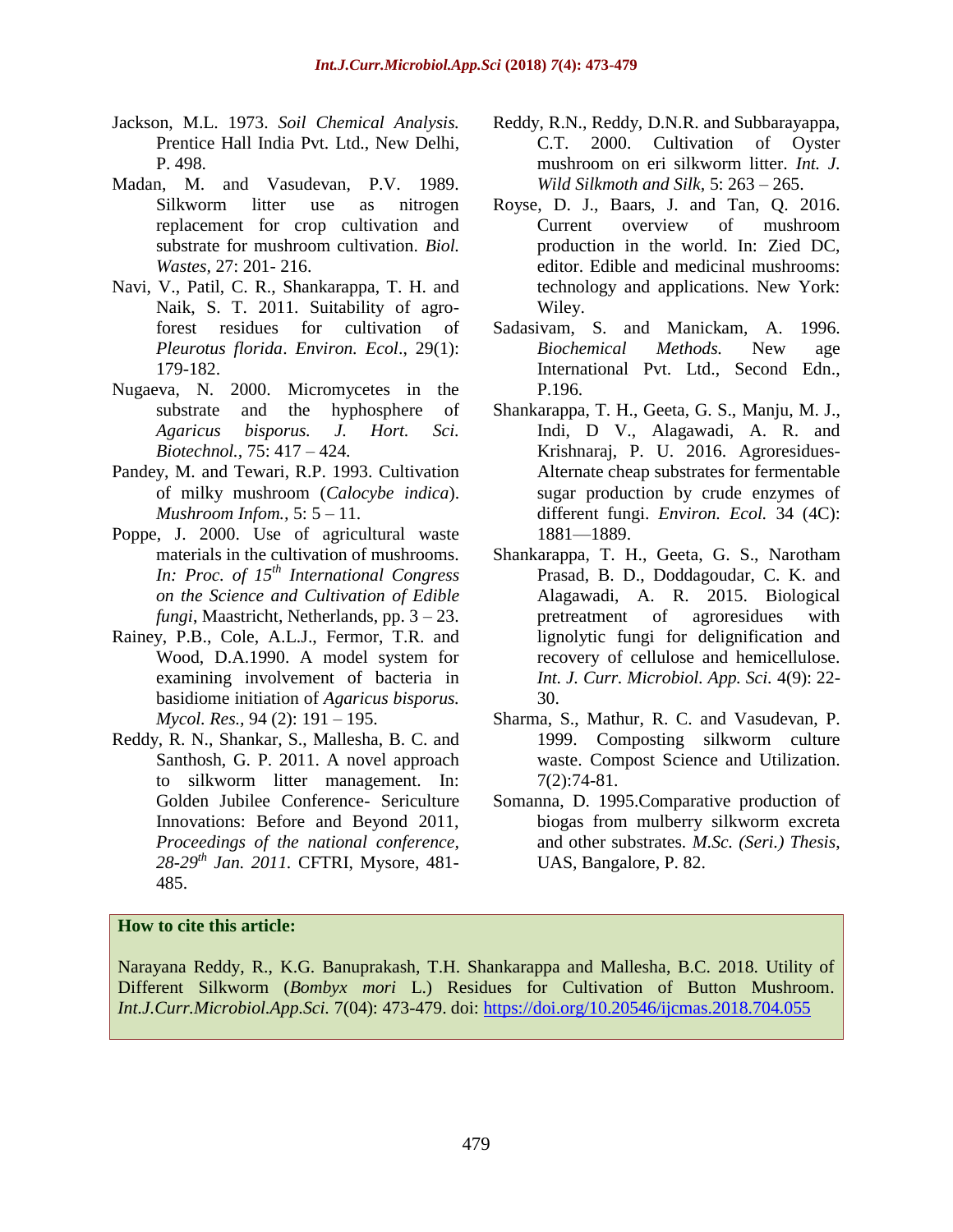Jackson, M.L. 1973. *Soil Chemical Analysis.* Prentice Hall India Pvt. Ltd., New Delhi, P. 498.

Madan, M. and Vasudevan, P.V. 1989. Silkworm litter use as nitrogen replacement for crop cultivation and substrate for mushroom cultivation. *Biol. Wastes*, 27: 201- 216.

Navi, V., Patil, C. R., Shankarappa, T. H. and Naik, S. T. 2011. Suitability of agro-forest residues for cultivation of *Pleurotus florida*. *Environ. Ecol*., 29(1): 179-182.

Nugaeva, N. 2000. Micromycetes in the substrate and the hyphosphere of *Agaricus bisporus. J. Hort. Sci. Biotechnol.*, 75: 417 – 424.

Pandey, M. and Tewari, R.P. 1993. Cultivation of milky mushroom (*Calocybe indica*). *Mushroom Infom.*, 5: 5 – 11.

Poppe, J. 2000. Use of agricultural waste materials in the cultivation of mushrooms. *In: Proc. of 15th International Congress on the Science and Cultivation of Edible fungi*, Maastricht, Netherlands, pp. 3 – 23.

Rainey, P.B., Cole, A.L.J., Fermor, T.R. and Wood, D.A.1990. A model system for examining involvement of bacteria in basidiome initiation of *Agaricus bisporus. Mycol. Res.*, 94 (2): 191 – 195.

Reddy, R. N., Shankar, S., Mallesha, B. C. and Santhosh, G. P. 2011. A novel approach to silkworm litter management. In: Golden Jubilee Conference- Sericulture Innovations: Before and Beyond 2011, *Proceedings of the national conference, 28-29th Jan. 2011.* CFTRI, Mysore, 481-485.

Reddy, R.N., Reddy, D.N.R. and Subbarayappa, C.T. 2000. Cultivation of Oyster mushroom on eri silkworm litter. *Int. J. Wild Silkmoth and Silk*, 5: 263 – 265.

Royse, D. J., Baars, J. and Tan, Q. 2016. Current overview of mushroom production in the world. In: Zied DC, editor. Edible and medicinal mushrooms: technology and applications. New York: Wiley.

Sadasivam, S. and Manickam, A. 1996. *Biochemical Methods.* New age International Pvt. Ltd., Second Edn., P.196.

Shankarappa, T. H., Geeta, G. S., Manju, M. J., Indi, D V., Alagawadi, A. R. and Krishnaraj, P. U. 2016. Agroresidues-Alternate cheap substrates for fermentable sugar production by crude enzymes of different fungi. *Environ. Ecol.* 34 (4C): 1881—1889.

Shankarappa, T. H., Geeta, G. S., Narotham Prasad, B. D., Doddagoudar, C. K. and Alagawadi, A. R. 2015. Biological pretreatment of agroresidues with lignolytic fungi for delignification and recovery of cellulose and hemicellulose. *Int. J. Curr. Microbiol. App. Sci.* 4(9): 22-30.

Sharma, S., Mathur, R. C. and Vasudevan, P. 1999. Composting silkworm culture waste. Compost Science and Utilization. 7(2):74-81.

Somanna, D. 1995.Comparative production of biogas from mulberry silkworm excreta and other substrates. *M.Sc. (Seri.) Thesis*, UAS, Bangalore, P. 82.

**How to cite this article:**

Narayana Reddy, R., K.G. Banuprakash, T.H. Shankarappa and Mallesha, B.C. 2018. Utility of Different Silkworm (*Bombyx mori* L.) Residues for Cultivation of Button Mushroom. *Int.J.Curr.Microbiol.App.Sci.* 7(04): 473-479. doi: https://doi.org/10.20546/ijcmas.2018.704.055